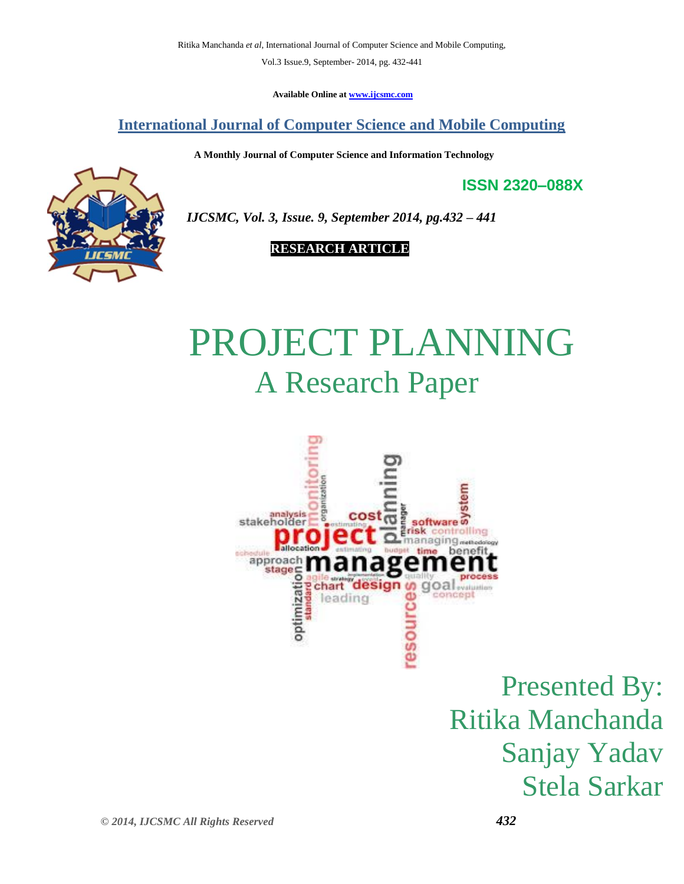Available Online at www.ijcsmc.com

## International Journal of Computer Science and Mobile Computing

**A Monthly Journal of Computer Science and Information Technology**

**ISSN 2320–088X**

***IJCSMC, Vol. 3, Issue. 9, September 2014, pg.432 – 441***

**RESEARCH ARTICLE**

# PROJECT PLANNING
## A Research Paper

Presented By:
Ritika Manchanda
Sanjay Yadav
Stela Sarkar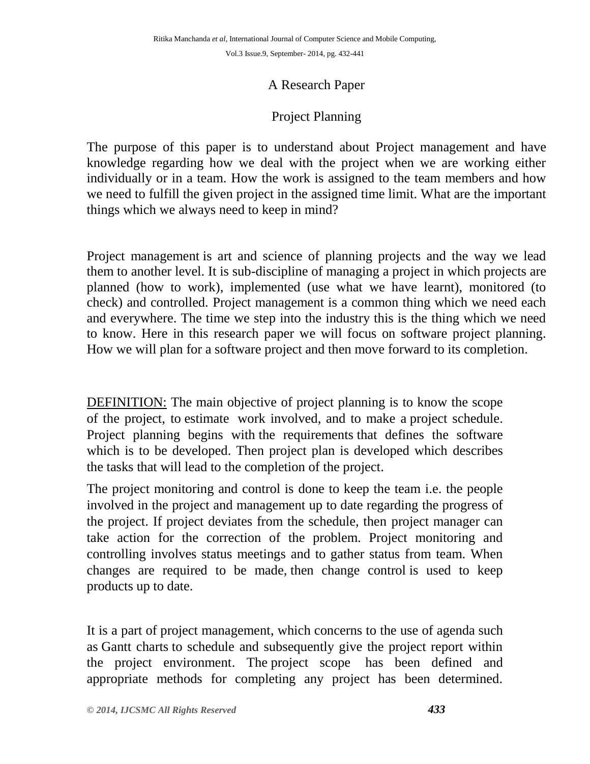A Research Paper

Project Planning

The purpose of this paper is to understand about Project management and have knowledge regarding how we deal with the project when we are working either individually or in a team. How the work is assigned to the team members and how we need to fulfill the given project in the assigned time limit. What are the important things which we always need to keep in mind?

Project management is art and science of planning projects and the way we lead them to another level. It is sub-discipline of managing a project in which projects are planned (how to work), implemented (use what we have learnt), monitored (to check) and controlled. Project management is a common thing which we need each and everywhere. The time we step into the industry this is the thing which we need to know. Here in this research paper we will focus on software project planning. How we will plan for a software project and then move forward to its completion.

<u>DEFINITION:</u> The main objective of project planning is to know the scope of the project, to estimate work involved, and to make a project schedule. Project planning begins with the requirements that defines the software which is to be developed. Then project plan is developed which describes the tasks that will lead to the completion of the project.

The project monitoring and control is done to keep the team i.e. the people involved in the project and management up to date regarding the progress of the project. If project deviates from the schedule, then project manager can take action for the correction of the problem. Project monitoring and controlling involves status meetings and to gather status from team. When changes are required to be made, then change control is used to keep products up to date.

It is a part of project management, which concerns to the use of agenda such as Gantt charts to schedule and subsequently give the project report within the project environment. The project scope has been defined and appropriate methods for completing any project has been determined.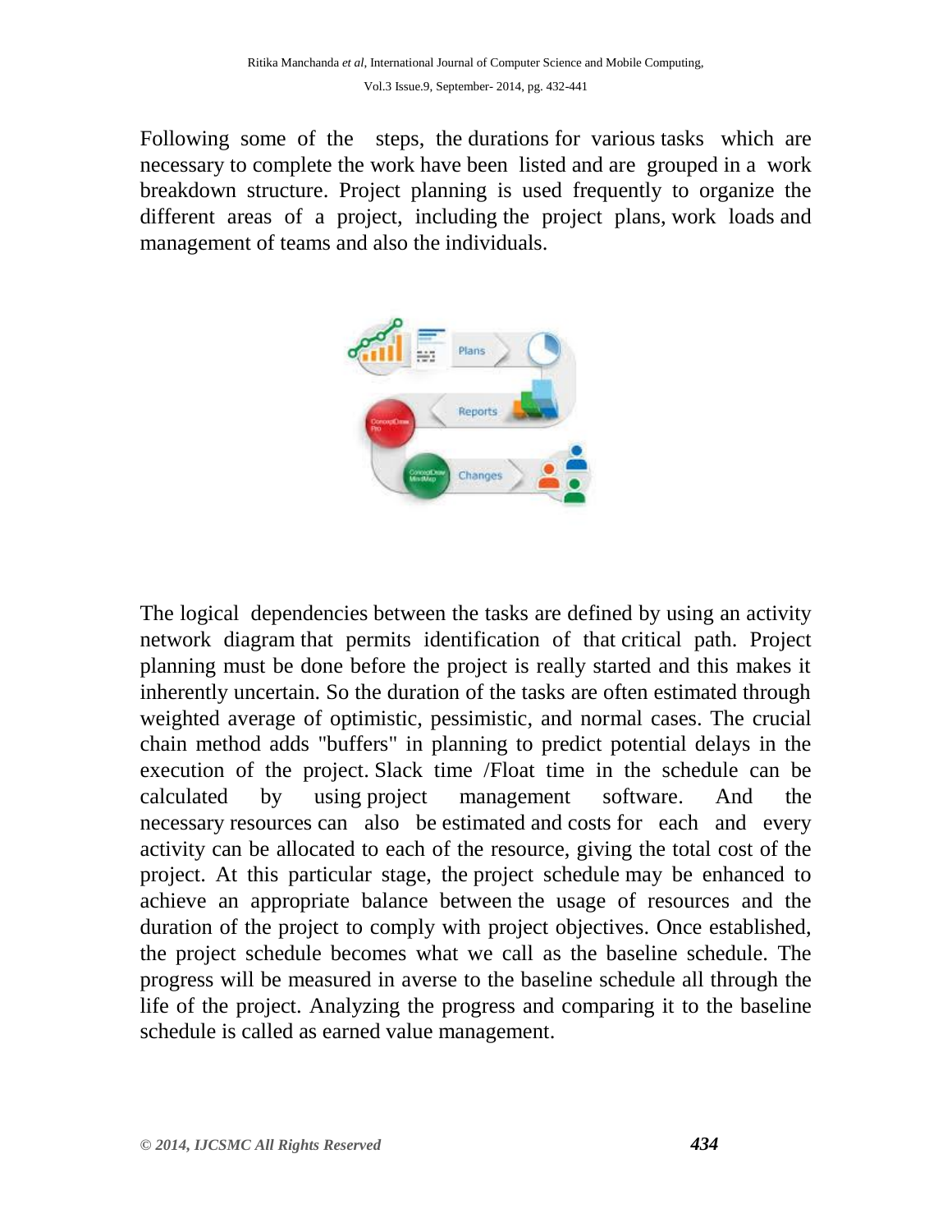Following some of the steps, the durations for various tasks which are necessary to complete the work have been listed and are grouped in a work breakdown structure. Project planning is used frequently to organize the different areas of a project, including the project plans, work loads and management of teams and also the individuals.

The logical dependencies between the tasks are defined by using an activity network diagram that permits identification of that critical path. Project planning must be done before the project is really started and this makes it inherently uncertain. So the duration of the tasks are often estimated through weighted average of optimistic, pessimistic, and normal cases. The crucial chain method adds "buffers" in planning to predict potential delays in the execution of the project. Slack time /Float time in the schedule can be calculated by using project management software. And the necessary resources can also be estimated and costs for each and every activity can be allocated to each of the resource, giving the total cost of the project. At this particular stage, the project schedule may be enhanced to achieve an appropriate balance between the usage of resources and the duration of the project to comply with project objectives. Once established, the project schedule becomes what we call as the baseline schedule. The progress will be measured in averse to the baseline schedule all through the life of the project. Analyzing the progress and comparing it to the baseline schedule is called as earned value management.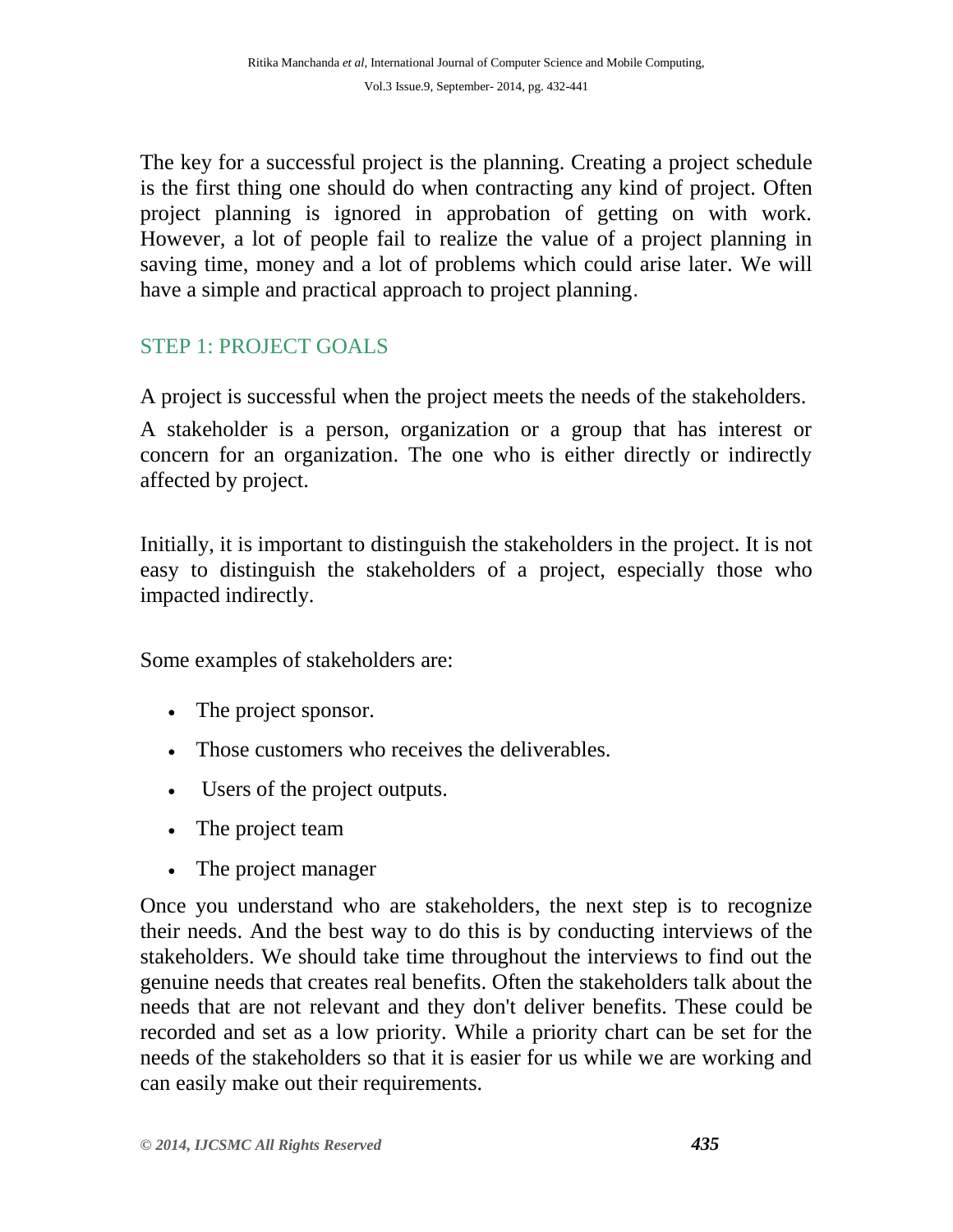The key for a successful project is the planning. Creating a project schedule is the first thing one should do when contracting any kind of project. Often project planning is ignored in approbation of getting on with work. However, a lot of people fail to realize the value of a project planning in saving time, money and a lot of problems which could arise later. We will have a simple and practical approach to project planning.

## STEP 1: PROJECT GOALS

A project is successful when the project meets the needs of the stakeholders.

A stakeholder is a person, organization or a group that has interest or concern for an organization. The one who is either directly or indirectly affected by project.

Initially, it is important to distinguish the stakeholders in the project. It is not easy to distinguish the stakeholders of a project, especially those who impacted indirectly.

Some examples of stakeholders are:

- The project sponsor.
- Those customers who receives the deliverables.
- Users of the project outputs.
- The project team
- The project manager

Once you understand who are stakeholders, the next step is to recognize their needs. And the best way to do this is by conducting interviews of the stakeholders. We should take time throughout the interviews to find out the genuine needs that creates real benefits. Often the stakeholders talk about the needs that are not relevant and they don't deliver benefits. These could be recorded and set as a low priority. While a priority chart can be set for the needs of the stakeholders so that it is easier for us while we are working and can easily make out their requirements.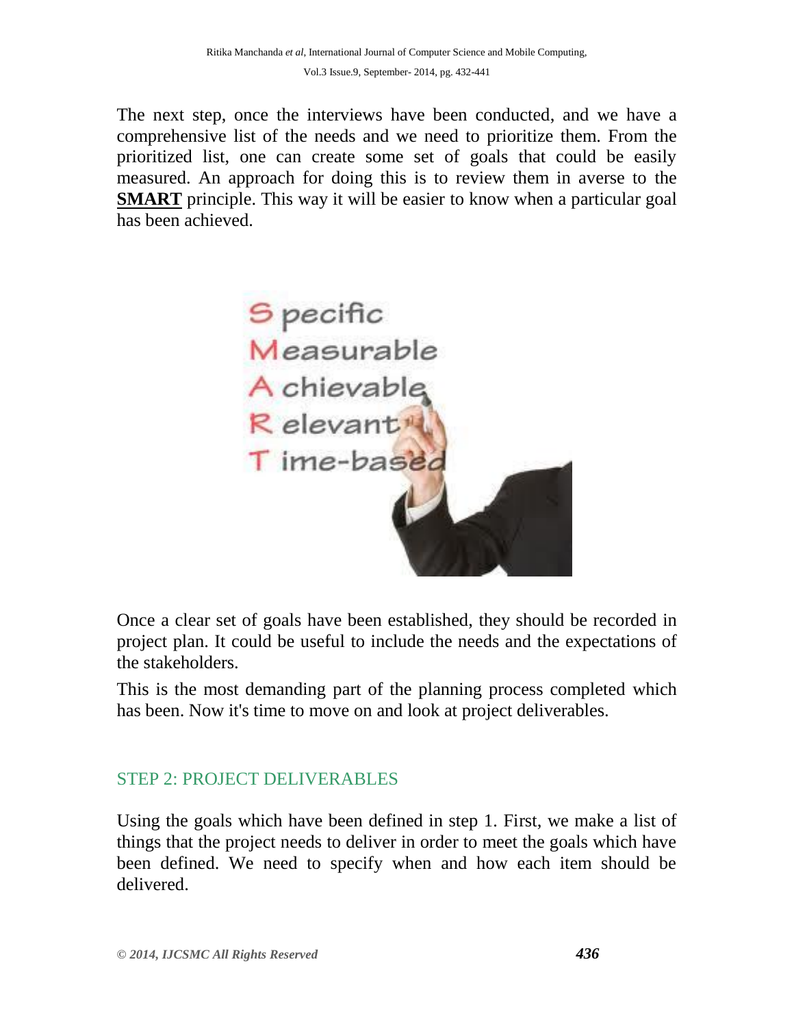The next step, once the interviews have been conducted, and we have a comprehensive list of the needs and we need to prioritize them. From the prioritized list, one can create some set of goals that could be easily measured. An approach for doing this is to review them in averse to the **SMART** principle. This way it will be easier to know when a particular goal has been achieved.

Once a clear set of goals have been established, they should be recorded in project plan. It could be useful to include the needs and the expectations of the stakeholders.

This is the most demanding part of the planning process completed which has been. Now it's time to move on and look at project deliverables.

## STEP 2: PROJECT DELIVERABLES

Using the goals which have been defined in step 1. First, we make a list of things that the project needs to deliver in order to meet the goals which have been defined. We need to specify when and how each item should be delivered.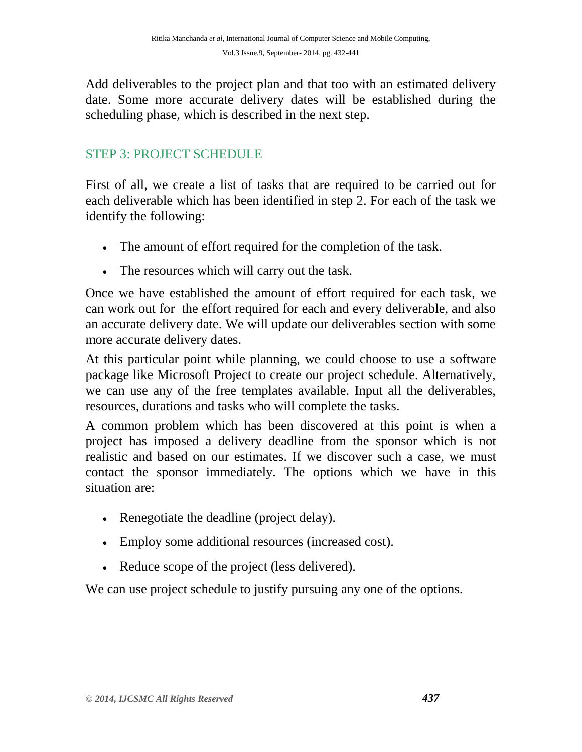Add deliverables to the project plan and that too with an estimated delivery date. Some more accurate delivery dates will be established during the scheduling phase, which is described in the next step.

## STEP 3: PROJECT SCHEDULE

First of all, we create a list of tasks that are required to be carried out for each deliverable which has been identified in step 2. For each of the task we identify the following:

- The amount of effort required for the completion of the task.
- The resources which will carry out the task.

Once we have established the amount of effort required for each task, we can work out for the effort required for each and every deliverable, and also an accurate delivery date. We will update our deliverables section with some more accurate delivery dates.

At this particular point while planning, we could choose to use a software package like Microsoft Project to create our project schedule. Alternatively, we can use any of the free templates available. Input all the deliverables, resources, durations and tasks who will complete the tasks.

A common problem which has been discovered at this point is when a project has imposed a delivery deadline from the sponsor which is not realistic and based on our estimates. If we discover such a case, we must contact the sponsor immediately. The options which we have in this situation are:

- Renegotiate the deadline (project delay).
- Employ some additional resources (increased cost).
- Reduce scope of the project (less delivered).

We can use project schedule to justify pursuing any one of the options.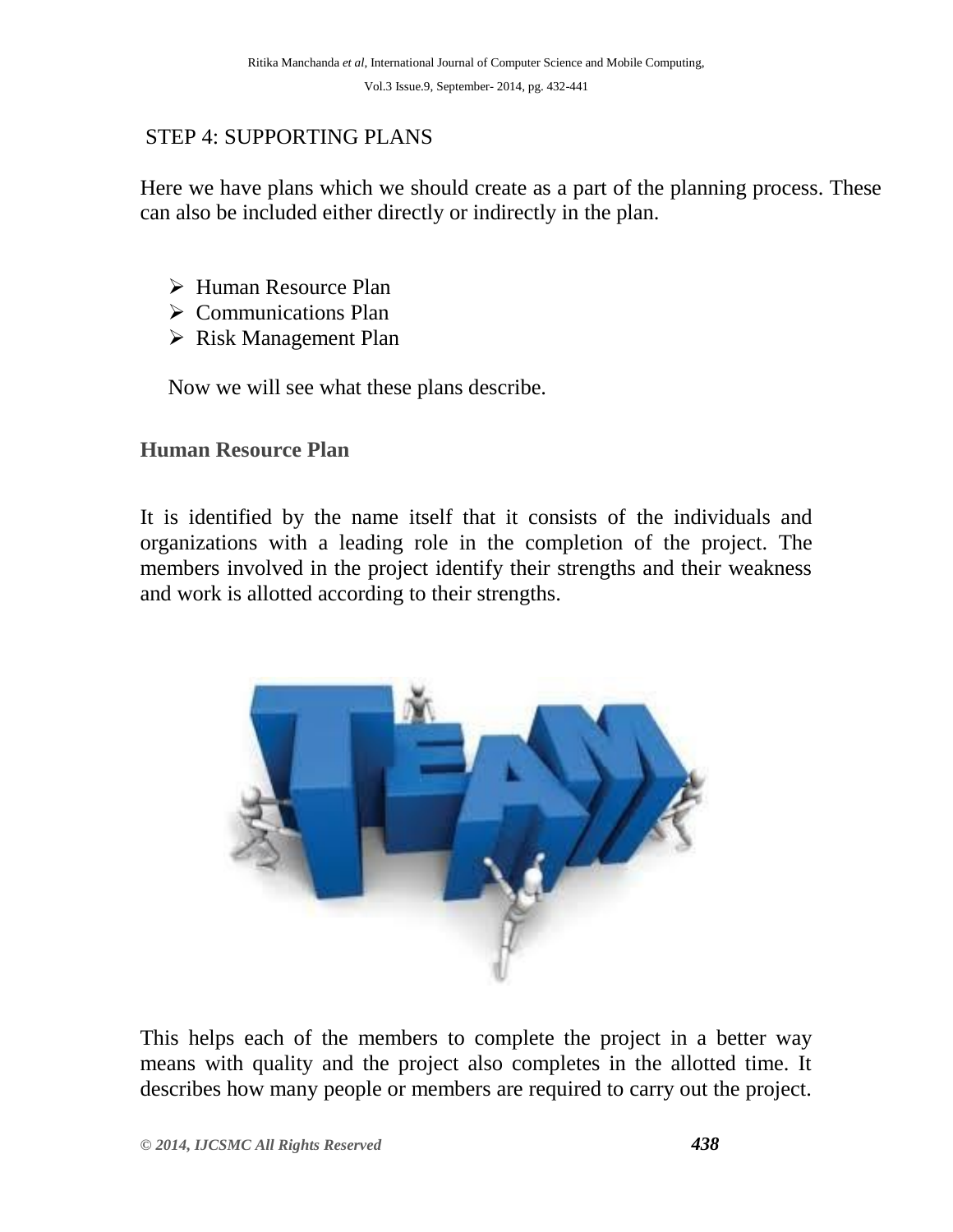STEP 4: SUPPORTING PLANS

Here we have plans which we should create as a part of the planning process. These can also be included either directly or indirectly in the plan.

- Human Resource Plan
- Communications Plan
- Risk Management Plan

Now we will see what these plans describe.

**Human Resource Plan**

It is identified by the name itself that it consists of the individuals and organizations with a leading role in the completion of the project. The members involved in the project identify their strengths and their weakness and work is allotted according to their strengths.

This helps each of the members to complete the project in a better way means with quality and the project also completes in the allotted time. It describes how many people or members are required to carry out the project.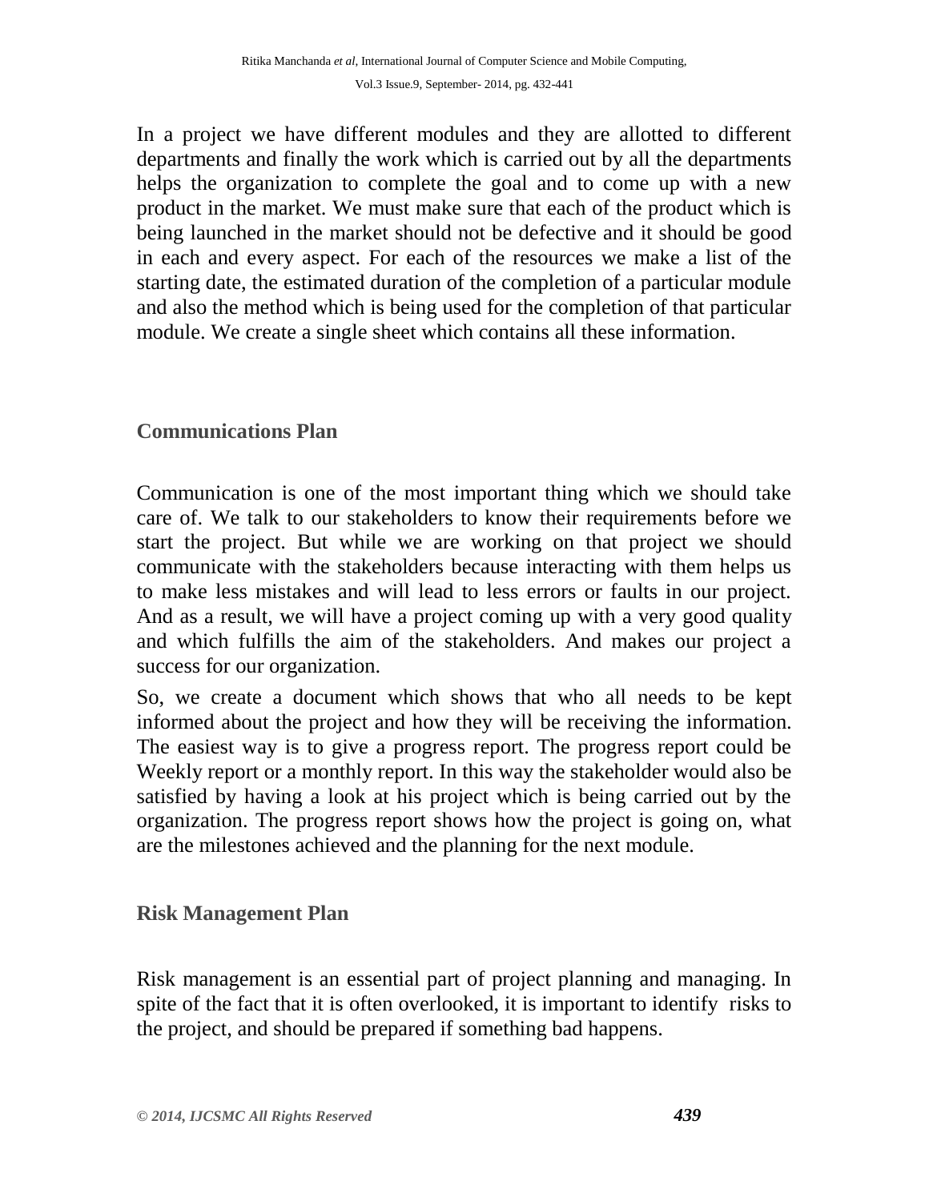In a project we have different modules and they are allotted to different departments and finally the work which is carried out by all the departments helps the organization to complete the goal and to come up with a new product in the market. We must make sure that each of the product which is being launched in the market should not be defective and it should be good in each and every aspect. For each of the resources we make a list of the starting date, the estimated duration of the completion of a particular module and also the method which is being used for the completion of that particular module. We create a single sheet which contains all these information.

## Communications Plan

Communication is one of the most important thing which we should take care of. We talk to our stakeholders to know their requirements before we start the project. But while we are working on that project we should communicate with the stakeholders because interacting with them helps us to make less mistakes and will lead to less errors or faults in our project. And as a result, we will have a project coming up with a very good quality and which fulfills the aim of the stakeholders. And makes our project a success for our organization.

So, we create a document which shows that who all needs to be kept informed about the project and how they will be receiving the information. The easiest way is to give a progress report. The progress report could be Weekly report or a monthly report. In this way the stakeholder would also be satisfied by having a look at his project which is being carried out by the organization. The progress report shows how the project is going on, what are the milestones achieved and the planning for the next module.

## Risk Management Plan

Risk management is an essential part of project planning and managing. In spite of the fact that it is often overlooked, it is important to identify risks to the project, and should be prepared if something bad happens.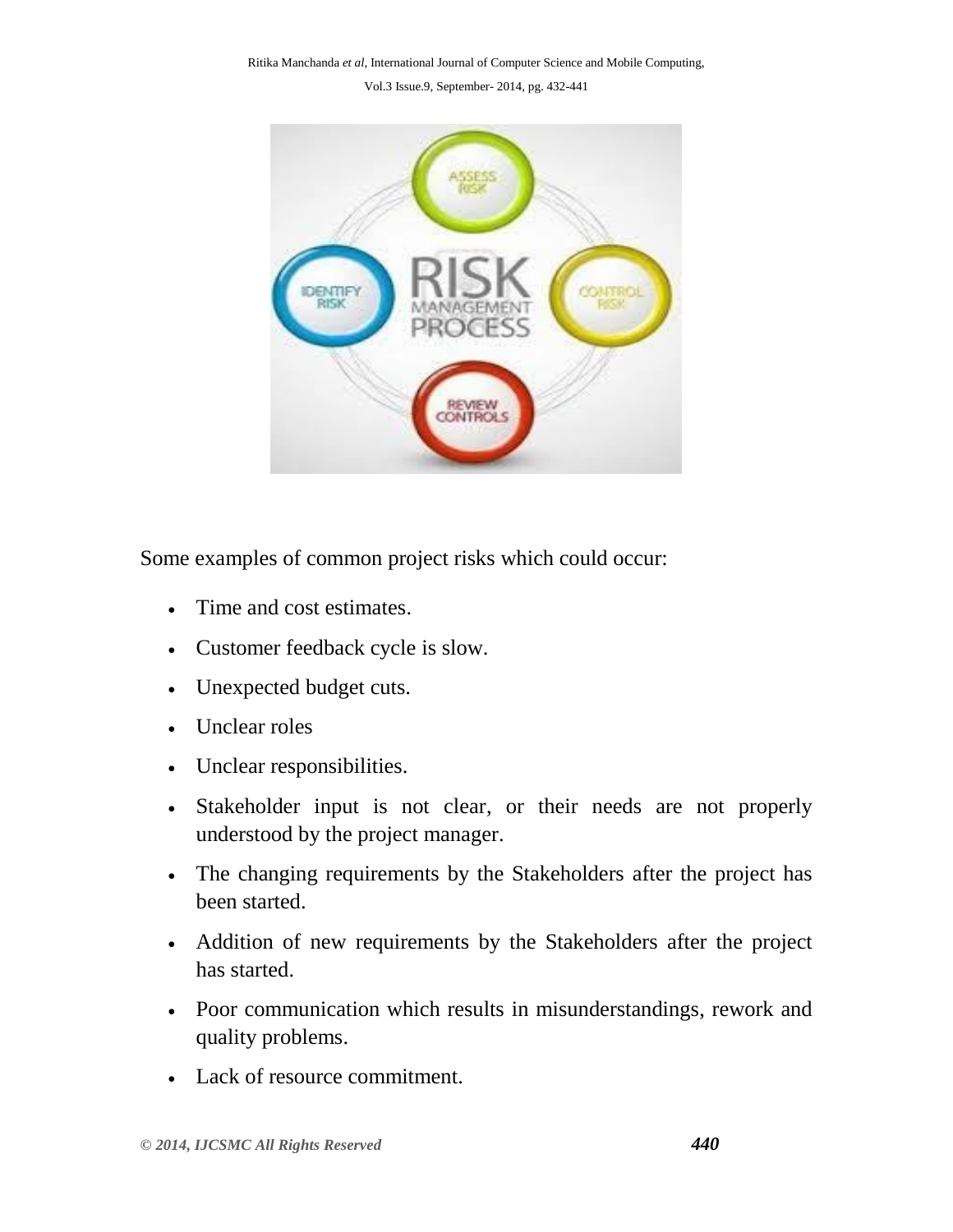Some examples of common project risks which could occur:

- Time and cost estimates.
- Customer feedback cycle is slow.
- Unexpected budget cuts.
- Unclear roles
- Unclear responsibilities.
- Stakeholder input is not clear, or their needs are not properly understood by the project manager.
- The changing requirements by the Stakeholders after the project has been started.
- Addition of new requirements by the Stakeholders after the project has started.
- Poor communication which results in misunderstandings, rework and quality problems.
- Lack of resource commitment.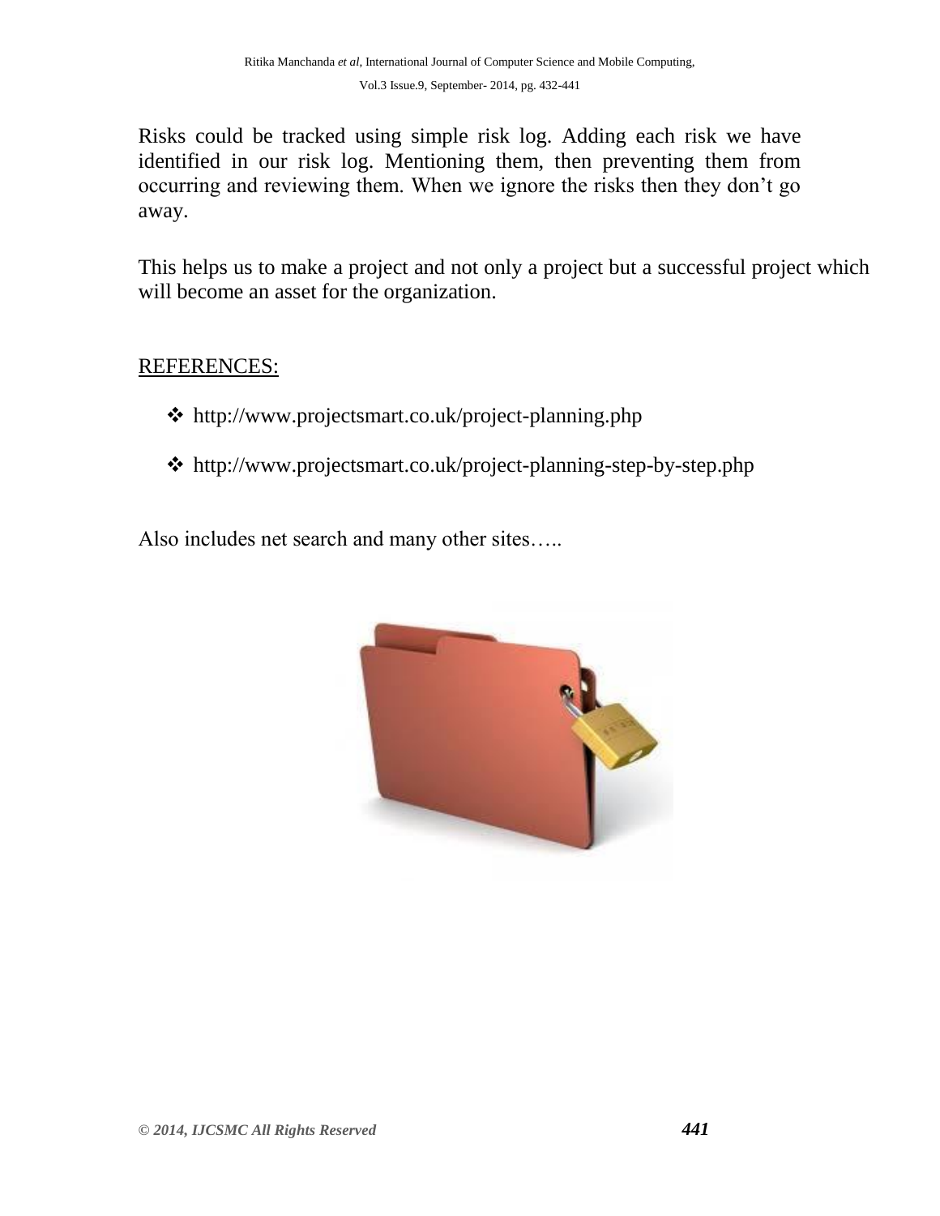Risks could be tracked using simple risk log. Adding each risk we have identified in our risk log. Mentioning them, then preventing them from occurring and reviewing them. When we ignore the risks then they don't go away.

This helps us to make a project and not only a project but a successful project which will become an asset for the organization.

## REFERENCES:

- http://www.projectsmart.co.uk/project-planning.php
- http://www.projectsmart.co.uk/project-planning-step-by-step.php

Also includes net search and many other sites…..